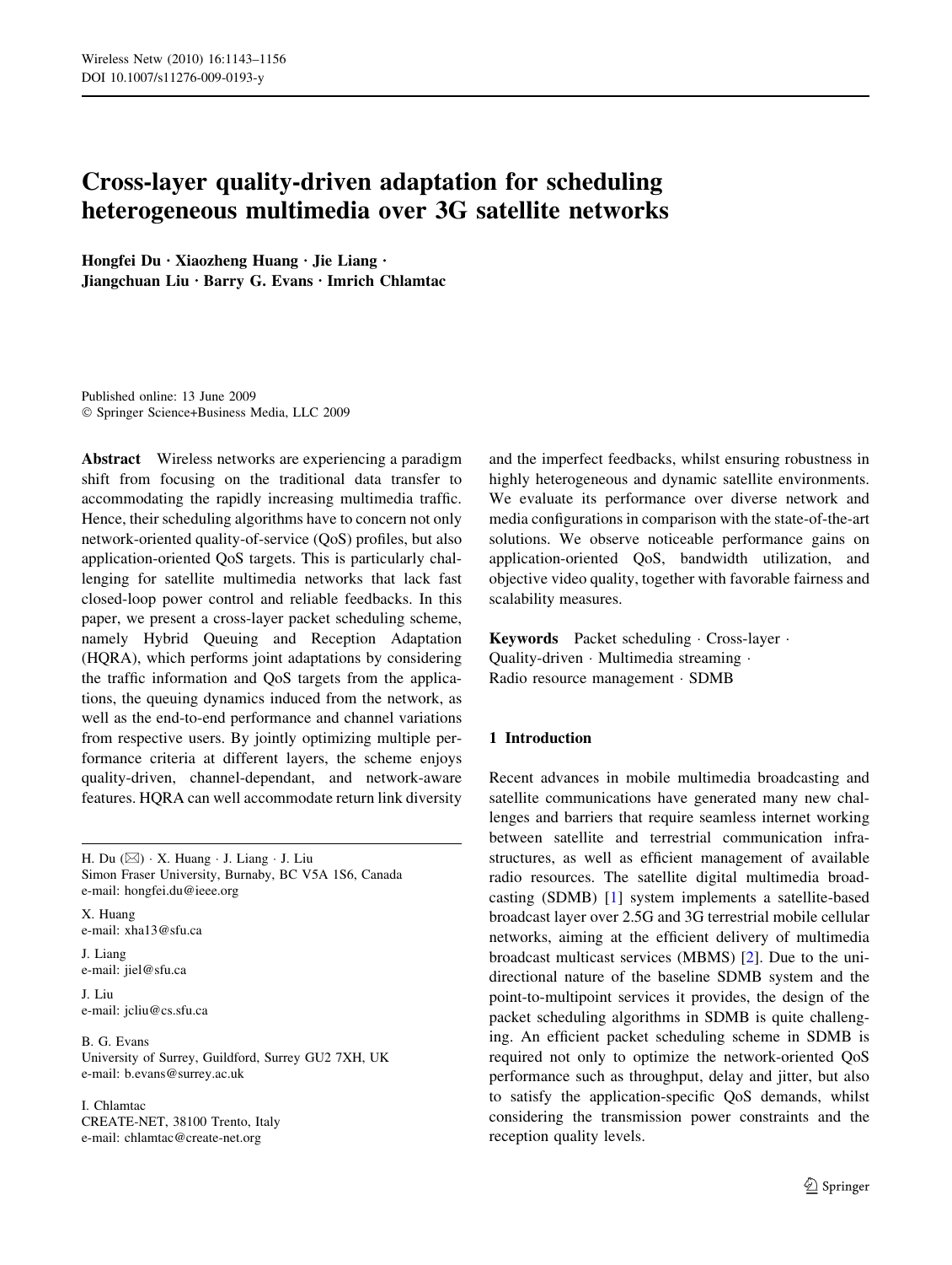# Cross-layer quality-driven adaptation for scheduling heterogeneous multimedia over 3G satellite networks

**Hongfei Du · Xiaozheng Huang · Jie Liang · Jiangchuan Liu · Barry G. Evans · Imrich Chlamtac**

Published online: 13 June 2009
© Springer Science+Business Media, LLC 2009

**Abstract** Wireless networks are experiencing a paradigm shift from focusing on the traditional data transfer to accommodating the rapidly increasing multimedia traffic. Hence, their scheduling algorithms have to concern not only network-oriented quality-of-service (QoS) profiles, but also application-oriented QoS targets. This is particularly challenging for satellite multimedia networks that lack fast closed-loop power control and reliable feedbacks. In this paper, we present a cross-layer packet scheduling scheme, namely Hybrid Queuing and Reception Adaptation (HQRA), which performs joint adaptations by considering the traffic information and QoS targets from the applications, the queuing dynamics induced from the network, as well as the end-to-end performance and channel variations from respective users. By jointly optimizing multiple performance criteria at different layers, the scheme enjoys quality-driven, channel-dependant, and network-aware features. HQRA can well accommodate return link diversity and the imperfect feedbacks, whilst ensuring robustness in highly heterogeneous and dynamic satellite environments. We evaluate its performance over diverse network and media configurations in comparison with the state-of-the-art solutions. We observe noticeable performance gains on application-oriented QoS, bandwidth utilization, and objective video quality, together with favorable fairness and scalability measures.

**Keywords** Packet scheduling · Cross-layer · Quality-driven · Multimedia streaming · Radio resource management · SDMB

H. Du (✉) · X. Huang · J. Liang · J. Liu
Simon Fraser University, Burnaby, BC V5A 1S6, Canada
e-mail: hongfei.du@ieee.org

X. Huang
e-mail: xha13@sfu.ca

J. Liang
e-mail: jiel@sfu.ca

J. Liu
e-mail: jcliu@cs.sfu.ca

B. G. Evans
University of Surrey, Guildford, Surrey GU2 7XH, UK
e-mail: b.evans@surrey.ac.uk

I. Chlamtac
CREATE-NET, 38100 Trento, Italy
e-mail: chlamtac@create-net.org

## 1 Introduction

Recent advances in mobile multimedia broadcasting and satellite communications have generated many new challenges and barriers that require seamless internet working between satellite and terrestrial communication infrastructures, as well as efficient management of available radio resources. The satellite digital multimedia broadcasting (SDMB) [1] system implements a satellite-based broadcast layer over 2.5G and 3G terrestrial mobile cellular networks, aiming at the efficient delivery of multimedia broadcast multicast services (MBMS) [2]. Due to the unidirectional nature of the baseline SDMB system and the point-to-multipoint services it provides, the design of the packet scheduling algorithms in SDMB is quite challenging. An efficient packet scheduling scheme in SDMB is required not only to optimize the network-oriented QoS performance such as throughput, delay and jitter, but also to satisfy the application-specific QoS demands, whilst considering the transmission power constraints and the reception quality levels.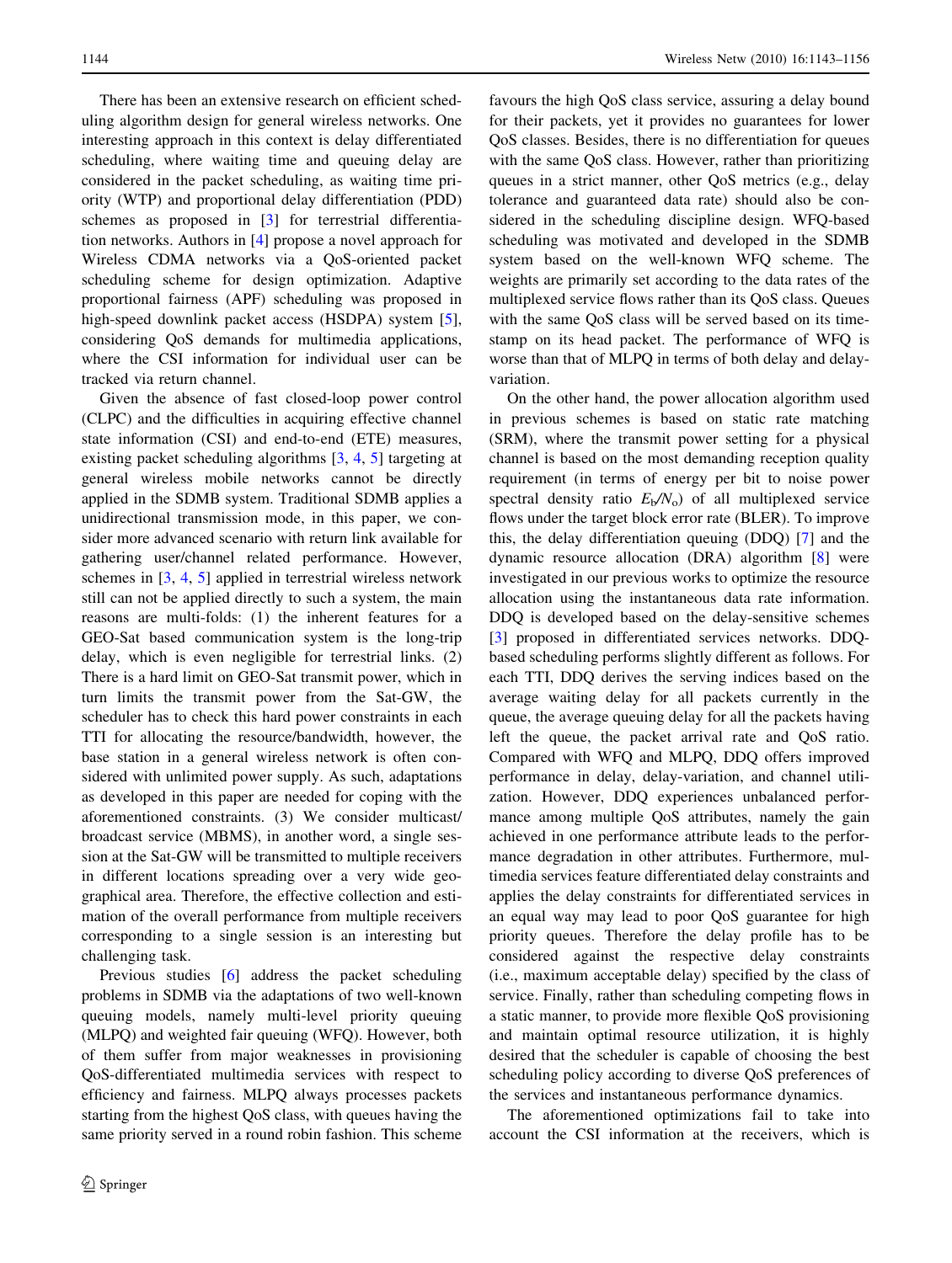There has been an extensive research on efficient scheduling algorithm design for general wireless networks. One interesting approach in this context is delay differentiated scheduling, where waiting time and queuing delay are considered in the packet scheduling, as waiting time priority (WTP) and proportional delay differentiation (PDD) schemes as proposed in [3] for terrestrial differentiation networks. Authors in [4] propose a novel approach for Wireless CDMA networks via a QoS-oriented packet scheduling scheme for design optimization. Adaptive proportional fairness (APF) scheduling was proposed in high-speed downlink packet access (HSDPA) system [5], considering QoS demands for multimedia applications, where the CSI information for individual user can be tracked via return channel.

Given the absence of fast closed-loop power control (CLPC) and the difficulties in acquiring effective channel state information (CSI) and end-to-end (ETE) measures, existing packet scheduling algorithms [3, 4, 5] targeting at general wireless mobile networks cannot be directly applied in the SDMB system. Traditional SDMB applies a unidirectional transmission mode, in this paper, we consider more advanced scenario with return link available for gathering user/channel related performance. However, schemes in [3, 4, 5] applied in terrestrial wireless network still can not be applied directly to such a system, the main reasons are multi-folds: (1) the inherent features for a GEO-Sat based communication system is the long-trip delay, which is even negligible for terrestrial links. (2) There is a hard limit on GEO-Sat transmit power, which in turn limits the transmit power from the Sat-GW, the scheduler has to check this hard power constraints in each TTI for allocating the resource/bandwidth, however, the base station in a general wireless network is often considered with unlimited power supply. As such, adaptations as developed in this paper are needed for coping with the aforementioned constraints. (3) We consider multicast/broadcast service (MBMS), in another word, a single session at the Sat-GW will be transmitted to multiple receivers in different locations spreading over a very wide geographical area. Therefore, the effective collection and estimation of the overall performance from multiple receivers corresponding to a single session is an interesting but challenging task.

Previous studies [6] address the packet scheduling problems in SDMB via the adaptations of two well-known queuing models, namely multi-level priority queuing (MLPQ) and weighted fair queuing (WFQ). However, both of them suffer from major weaknesses in provisioning QoS-differentiated multimedia services with respect to efficiency and fairness. MLPQ always processes packets starting from the highest QoS class, with queues having the same priority served in a round robin fashion. This scheme favours the high QoS class service, assuring a delay bound for their packets, yet it provides no guarantees for lower QoS classes. Besides, there is no differentiation for queues with the same QoS class. However, rather than prioritizing queues in a strict manner, other QoS metrics (e.g., delay tolerance and guaranteed data rate) should also be considered in the scheduling discipline design. WFQ-based scheduling was motivated and developed in the SDMB system based on the well-known WFQ scheme. The weights are primarily set according to the data rates of the multiplexed service flows rather than its QoS class. Queues with the same QoS class will be served based on its time-stamp on its head packet. The performance of WFQ is worse than that of MLPQ in terms of both delay and delay-variation.

On the other hand, the power allocation algorithm used in previous schemes is based on static rate matching (SRM), where the transmit power setting for a physical channel is based on the most demanding reception quality requirement (in terms of energy per bit to noise power spectral density ratio $E_b/N_o$) of all multiplexed service flows under the target block error rate (BLER). To improve this, the delay differentiation queuing (DDQ) [7] and the dynamic resource allocation (DRA) algorithm [8] were investigated in our previous works to optimize the resource allocation using the instantaneous data rate information. DDQ is developed based on the delay-sensitive schemes [3] proposed in differentiated services networks. DDQ-based scheduling performs slightly different as follows. For each TTI, DDQ derives the serving indices based on the average waiting delay for all packets currently in the queue, the average queuing delay for all the packets having left the queue, the packet arrival rate and QoS ratio. Compared with WFQ and MLPQ, DDQ offers improved performance in delay, delay-variation, and channel utilization. However, DDQ experiences unbalanced performance among multiple QoS attributes, namely the gain achieved in one performance attribute leads to the performance degradation in other attributes. Furthermore, multimedia services feature differentiated delay constraints and applies the delay constraints for differentiated services in an equal way may lead to poor QoS guarantee for high priority queues. Therefore the delay profile has to be considered against the respective delay constraints (i.e., maximum acceptable delay) specified by the class of service. Finally, rather than scheduling competing flows in a static manner, to provide more flexible QoS provisioning and maintain optimal resource utilization, it is highly desired that the scheduler is capable of choosing the best scheduling policy according to diverse QoS preferences of the services and instantaneous performance dynamics.

The aforementioned optimizations fail to take into account the CSI information at the receivers, which is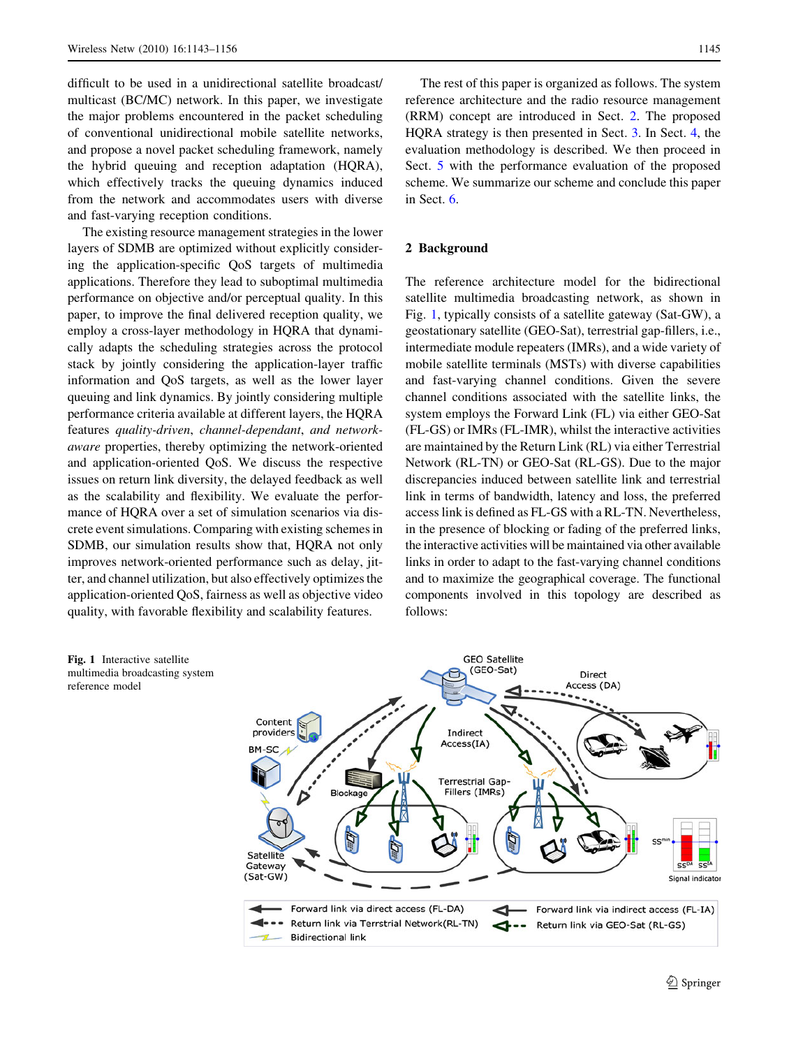difficult to be used in a unidirectional satellite broadcast/multicast (BC/MC) network. In this paper, we investigate the major problems encountered in the packet scheduling of conventional unidirectional mobile satellite networks, and propose a novel packet scheduling framework, namely the hybrid queuing and reception adaptation (HQRA), which effectively tracks the queuing dynamics induced from the network and accommodates users with diverse and fast-varying reception conditions.

The existing resource management strategies in the lower layers of SDMB are optimized without explicitly considering the application-specific QoS targets of multimedia applications. Therefore they lead to suboptimal multimedia performance on objective and/or perceptual quality. In this paper, to improve the final delivered reception quality, we employ a cross-layer methodology in HQRA that dynamically adapts the scheduling strategies across the protocol stack by jointly considering the application-layer traffic information and QoS targets, as well as the lower layer queuing and link dynamics. By jointly considering multiple performance criteria available at different layers, the HQRA features *quality-driven*, *channel-dependant*, *and network-aware* properties, thereby optimizing the network-oriented and application-oriented QoS. We discuss the respective issues on return link diversity, the delayed feedback as well as the scalability and flexibility. We evaluate the performance of HQRA over a set of simulation scenarios via discrete event simulations. Comparing with existing schemes in SDMB, our simulation results show that, HQRA not only improves network-oriented performance such as delay, jitter, and channel utilization, but also effectively optimizes the application-oriented QoS, fairness as well as objective video quality, with favorable flexibility and scalability features.

The rest of this paper is organized as follows. The system reference architecture and the radio resource management (RRM) concept are introduced in Sect. 2. The proposed HQRA strategy is then presented in Sect. 3. In Sect. 4, the evaluation methodology is described. We then proceed in Sect. 5 with the performance evaluation of the proposed scheme. We summarize our scheme and conclude this paper in Sect. 6.

## 2 Background

The reference architecture model for the bidirectional satellite multimedia broadcasting network, as shown in Fig. 1, typically consists of a satellite gateway (Sat-GW), a geostationary satellite (GEO-Sat), terrestrial gap-fillers, i.e., intermediate module repeaters (IMRs), and a wide variety of mobile satellite terminals (MSTs) with diverse capabilities and fast-varying channel conditions. Given the severe channel conditions associated with the satellite links, the system employs the Forward Link (FL) via either GEO-Sat (FL-GS) or IMRs (FL-IMR), whilst the interactive activities are maintained by the Return Link (RL) via either Terrestrial Network (RL-TN) or GEO-Sat (RL-GS). Due to the major discrepancies induced between satellite link and terrestrial link in terms of bandwidth, latency and loss, the preferred access link is defined as FL-GS with a RL-TN. Nevertheless, in the presence of blocking or fading of the preferred links, the interactive activities will be maintained via other available links in order to adapt to the fast-varying channel conditions and to maximize the geographical coverage. The functional components involved in this topology are described as follows:

**Fig. 1** Interactive satellite multimedia broadcasting system reference model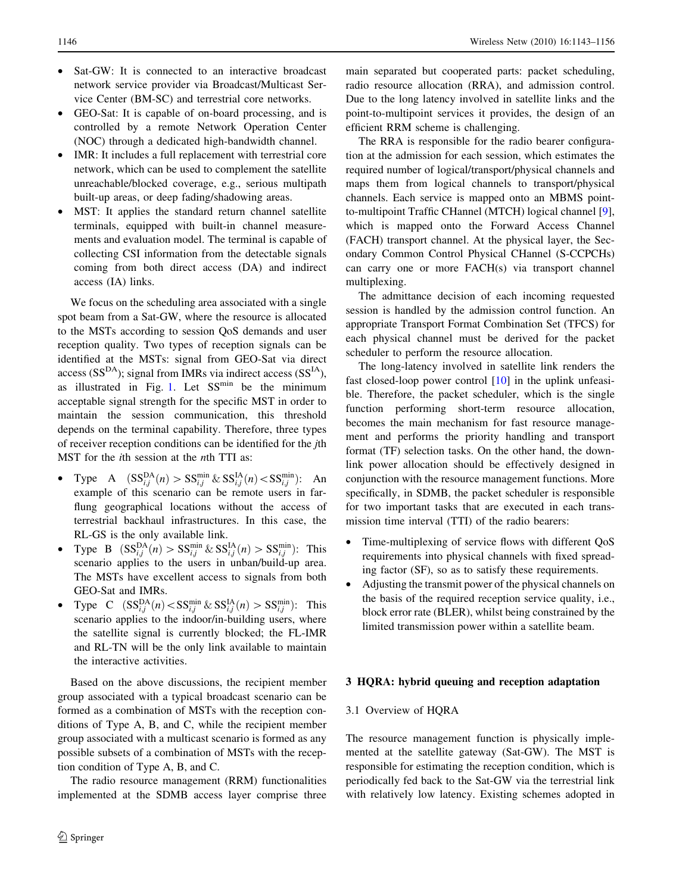- Sat-GW: It is connected to an interactive broadcast network service provider via Broadcast/Multicast Service Center (BM-SC) and terrestrial core networks.
- GEO-Sat: It is capable of on-board processing, and is controlled by a remote Network Operation Center (NOC) through a dedicated high-bandwidth channel.
- IMR: It includes a full replacement with terrestrial core network, which can be used to complement the satellite unreachable/blocked coverage, e.g., serious multipath built-up areas, or deep fading/shadowing areas.
- MST: It applies the standard return channel satellite terminals, equipped with built-in channel measurements and evaluation model. The terminal is capable of collecting CSI information from the detectable signals coming from both direct access (DA) and indirect access (IA) links.

We focus on the scheduling area associated with a single spot beam from a Sat-GW, where the resource is allocated to the MSTs according to session QoS demands and user reception quality. Two types of reception signals can be identified at the MSTs: signal from GEO-Sat via direct access ($SS^{DA}$); signal from IMRs via indirect access ($SS^{IA}$), as illustrated in Fig. 1. Let $SS^{min}$ be the minimum acceptable signal strength for the specific MST in order to maintain the session communication, this threshold depends on the terminal capability. Therefore, three types of receiver reception conditions can be identified for the *j*th MST for the *i*th session at the *n*th TTI as:

- Type A $(SS_{i,j}^{DA}(n) > SS_{i,j}^{min} \,\&\, SS_{i,j}^{IA}(n) < SS_{i,j}^{min})$: An example of this scenario can be remote users in far-flung geographical locations without the access of terrestrial backhaul infrastructures. In this case, the RL-GS is the only available link.
- Type B $(SS_{i,j}^{DA}(n) > SS_{i,j}^{min} \,\&\, SS_{i,j}^{IA}(n) > SS_{i,j}^{min})$: This scenario applies to the users in unban/build-up area. The MSTs have excellent access to signals from both GEO-Sat and IMRs.
- Type C $(SS_{i,j}^{DA}(n) < SS_{i,j}^{min} \,\&\, SS_{i,j}^{IA}(n) > SS_{i,j}^{min})$: This scenario applies to the indoor/in-building users, where the satellite signal is currently blocked; the FL-IMR and RL-TN will be the only link available to maintain the interactive activities.

Based on the above discussions, the recipient member group associated with a typical broadcast scenario can be formed as a combination of MSTs with the reception conditions of Type A, B, and C, while the recipient member group associated with a multicast scenario is formed as any possible subsets of a combination of MSTs with the reception condition of Type A, B, and C.

The radio resource management (RRM) functionalities implemented at the SDMB access layer comprise three main separated but cooperated parts: packet scheduling, radio resource allocation (RRA), and admission control. Due to the long latency involved in satellite links and the point-to-multipoint services it provides, the design of an efficient RRM scheme is challenging.

The RRA is responsible for the radio bearer configuration at the admission for each session, which estimates the required number of logical/transport/physical channels and maps them from logical channels to transport/physical channels. Each service is mapped onto an MBMS point-to-multipoint Traffic CHannel (MTCH) logical channel [9], which is mapped onto the Forward Access Channel (FACH) transport channel. At the physical layer, the Secondary Common Control Physical CHannel (S-CCPCHs) can carry one or more FACH(s) via transport channel multiplexing.

The admittance decision of each incoming requested session is handled by the admission control function. An appropriate Transport Format Combination Set (TFCS) for each physical channel must be derived for the packet scheduler to perform the resource allocation.

The long-latency involved in satellite link renders the fast closed-loop power control [10] in the uplink unfeasible. Therefore, the packet scheduler, which is the single function performing short-term resource allocation, becomes the main mechanism for fast resource management and performs the priority handling and transport format (TF) selection tasks. On the other hand, the downlink power allocation should be effectively designed in conjunction with the resource management functions. More specifically, in SDMB, the packet scheduler is responsible for two important tasks that are executed in each transmission time interval (TTI) of the radio bearers:

- Time-multiplexing of service flows with different QoS requirements into physical channels with fixed spreading factor (SF), so as to satisfy these requirements.
- Adjusting the transmit power of the physical channels on the basis of the required reception service quality, i.e., block error rate (BLER), whilst being constrained by the limited transmission power within a satellite beam.

## 3 HQRA: hybrid queuing and reception adaptation

### 3.1 Overview of HQRA

The resource management function is physically implemented at the satellite gateway (Sat-GW). The MST is responsible for estimating the reception condition, which is periodically fed back to the Sat-GW via the terrestrial link with relatively low latency. Existing schemes adopted in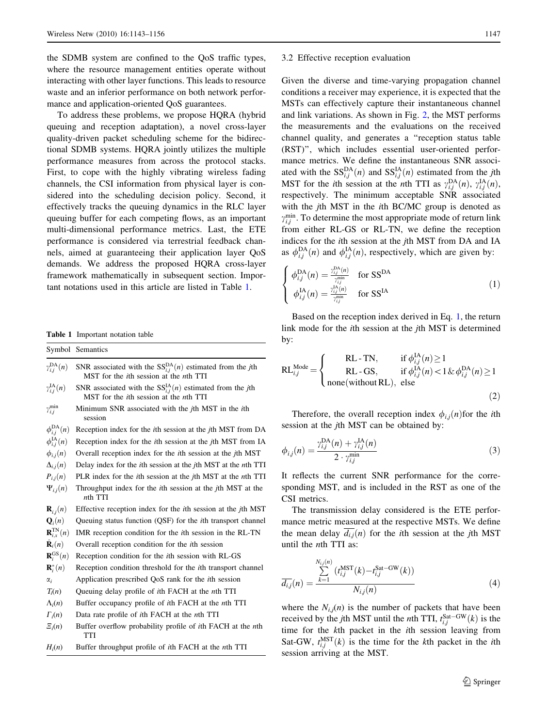the SDMB system are confined to the QoS traffic types, where the resource management entities operate without interacting with other layer functions. This leads to resource waste and an inferior performance on both network performance and application-oriented QoS guarantees.

To address these problems, we propose HQRA (hybrid queuing and reception adaptation), a novel cross-layer quality-driven packet scheduling scheme for the bidirectional SDMB systems. HQRA jointly utilizes the multiple performance measures from across the protocol stacks. First, to cope with the highly vibrating wireless fading channels, the CSI information from physical layer is considered into the scheduling decision policy. Second, it effectively tracks the queuing dynamics in the RLC layer queuing buffer for each competing flows, as an important multi-dimensional performance metrics. Last, the ETE performance is considered via terrestrial feedback channels, aimed at guaranteeing their application layer QoS demands. We address the proposed HQRA cross-layer framework mathematically in subsequent section. Important notations used in this article are listed in Table 1.

**Table 1** Important notation table

| Symbol | Semantics |
|---|---|
| $\gamma_{i,j}^{\mathrm{DA}}(n)$ | SNR associated with the $\mathrm{SS}_{i,j}^{\mathrm{DA}}(n)$ estimated from the *j*th MST for the *i*th session at the *n*th TTI |
| $\gamma_{i,j}^{\mathrm{IA}}(n)$ | SNR associated with the $\mathrm{SS}_{i,j}^{\mathrm{IA}}(n)$ estimated from the *j*th MST for the *i*th session at the *n*th TTI |
| $\gamma_{i,j}^{\min}$ | Minimum SNR associated with the *j*th MST in the *i*th session |
| $\phi_{i,j}^{\mathrm{DA}}(n)$ | Reception index for the *i*th session at the *j*th MST from DA |
| $\phi_{i,j}^{\mathrm{IA}}(n)$ | Reception index for the *i*th session at the *j*th MST from IA |
| $\phi_{i,j}(n)$ | Overall reception index for the *i*th session at the *j*th MST |
| $\Delta_{i,j}(n)$ | Delay index for the *i*th session at the *j*th MST at the *n*th TTI |
| $P_{i,j}(n)$ | PLR index for the *i*th session at the *j*th MST at the *n*th TTI |
| $\Psi_{i,j}(n)$ | Throughput index for the *i*th session at the *j*th MST at the *n*th TTI |
| $\mathbf{R}_{i,j}(n)$ | Effective reception index for the *i*th session at the *j*th MST |
| $\mathbf{Q}_i(n)$ | Queuing status function (QSF) for the *i*th transport channel |
| $\mathbf{R}_{i,x}^{\mathrm{TN}}(n)$ | IMR reception condition for the *i*th session in the RL-TN |
| $\hat{\mathbf{R}}_i(n)$ | Overall reception condition for the *i*th session |
| $\mathbf{R}_i^{\mathrm{GS}}(n)$ | Reception condition for the *i*th session with RL-GS |
| $\mathbf{R}_i^{*}(n)$ | Reception condition threshold for the *i*th transport channel |
| $\alpha_i$ | Application prescribed QoS rank for the *i*th session |
| $T_i(n)$ | Queuing delay profile of *i*th FACH at the *n*th TTI |
| $\Lambda_i(n)$ | Buffer occupancy profile of *i*th FACH at the *n*th TTI |
| $\Gamma_i(n)$ | Data rate profile of *i*th FACH at the *n*th TTI |
| $\Xi_i(n)$ | Buffer overflow probability profile of *i*th FACH at the *n*th TTI |
| $H_i(n)$ | Buffer throughput profile of *i*th FACH at the *n*th TTI |

### 3.2 Effective reception evaluation

Given the diverse and time-varying propagation channel conditions a receiver may experience, it is expected that the MSTs can effectively capture their instantaneous channel and link variations. As shown in Fig. 2, the MST performs the measurements and the evaluations on the received channel quality, and generates a "reception status table (RST)", which includes essential user-oriented performance metrics. We define the instantaneous SNR associated with the $\mathrm{SS}_{i,j}^{\mathrm{DA}}(n)$ and $\mathrm{SS}_{i,j}^{\mathrm{IA}}(n)$ estimated from the *j*th MST for the *i*th session at the *n*th TTI as $\gamma_{i,j}^{\mathrm{DA}}(n)$, $\gamma_{i,j}^{\mathrm{IA}}(n)$, respectively. The minimum acceptable SNR associated with the *j*th MST in the *i*th BC/MC group is denoted as $\gamma_{i,j}^{\min}$. To determine the most appropriate mode of return link from either RL-GS or RL-TN, we define the reception indices for the *i*th session at the *j*th MST from DA and IA as $\phi_{i,j}^{\mathrm{DA}}(n)$ and $\phi_{i,j}^{\mathrm{IA}}(n)$, respectively, which are given by:

$$\begin{cases} \phi_{i,j}^{\mathrm{DA}}(n) = \frac{\gamma_{i,j}^{\mathrm{DA}}(n)}{\gamma_{i,j}^{\min}} & \text{for } \mathrm{SS}^{\mathrm{DA}} \\ \phi_{i,j}^{\mathrm{IA}}(n) = \frac{\gamma_{i,j}^{\mathrm{IA}}(n)}{\gamma_{i,j}^{\min}} & \text{for } \mathrm{SS}^{\mathrm{IA}} \end{cases} \tag{1}$$

Based on the reception index derived in Eq. 1, the return link mode for the *i*th session at the *j*th MST is determined by:

$$\mathrm{RL}_{i,j}^{\mathrm{Mode}} = \begin{cases} \text{RL-TN}, & \text{if } \phi_{i,j}^{\mathrm{IA}}(n) \geq 1 \\ \text{RL-GS}, & \text{if } \phi_{i,j}^{\mathrm{IA}}(n) < 1 \,\&\, \phi_{i,j}^{\mathrm{DA}}(n) \geq 1 \\ \text{none(without RL)}, & \text{else} \end{cases} \tag{2}$$

Therefore, the overall reception index $\phi_{i,j}(n)$ for the *i*th session at the *j*th MST can be obtained by:

$$\phi_{i,j}(n) = \frac{\gamma_{i,j}^{\mathrm{DA}}(n) + \gamma_{i,j}^{\mathrm{IA}}(n)}{2 \cdot \gamma_{i,j}^{\min}} \tag{3}$$

It reflects the current SNR performance for the corresponding MST, and is included in the RST as one of the CSI metrics.

The transmission delay considered is the ETE performance metric measured at the respective MSTs. We define the mean delay $\overline{d_{i,j}}(n)$ for the *i*th session at the *j*th MST until the *n*th TTI as:

$$\overline{d_{i,j}}(n) = \frac{\sum_{k=1}^{N_{i,j}(n)} \left(t_{i,j}^{\mathrm{MST}}(k) - t_{i,j}^{\mathrm{Sat-GW}}(k)\right)}{N_{i,j}(n)} \tag{4}$$

where the $N_{i,j}(n)$ is the number of packets that have been received by the *j*th MST until the *n*th TTI, $t_{i,j}^{\mathrm{Sat-GW}}(k)$ is the time for the *k*th packet in the *i*th session leaving from Sat-GW, $t_{i,j}^{\mathrm{MST}}(k)$ is the time for the *k*th packet in the *i*th session arriving at the MST.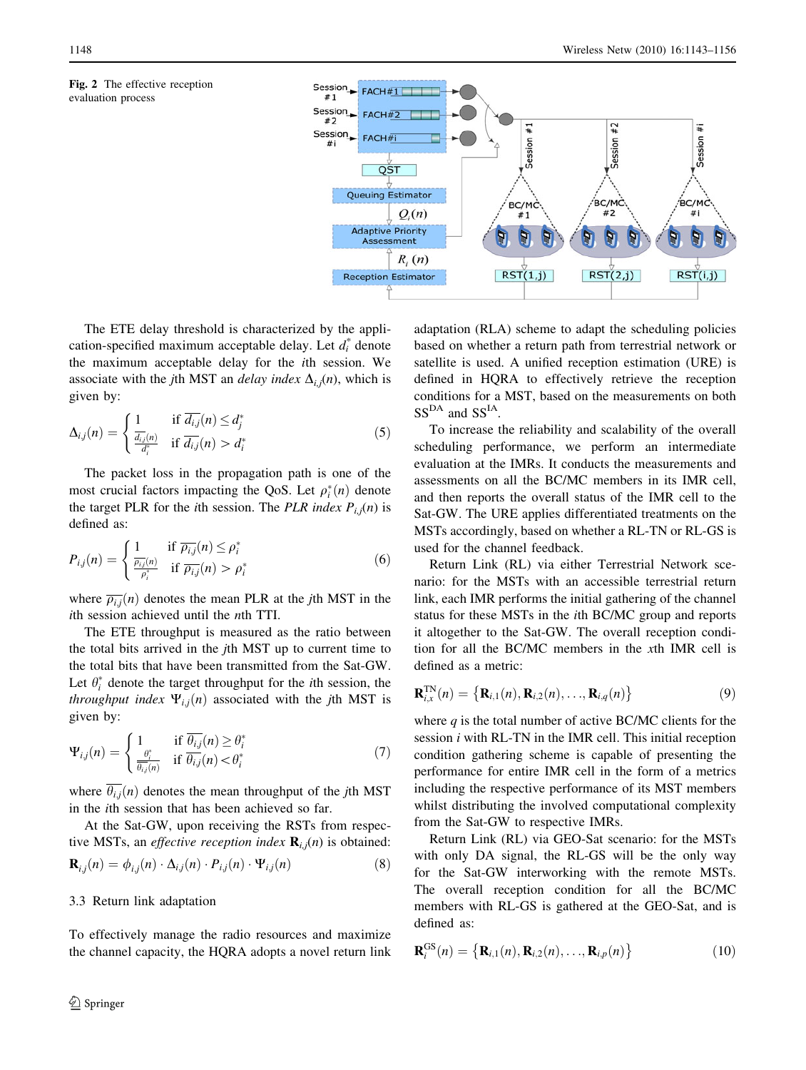Fig. 2 The effective reception evaluation process

The ETE delay threshold is characterized by the application-specified maximum acceptable delay. Let $d_i^*$ denote the maximum acceptable delay for the $i$th session. We associate with the $j$th MST an *delay index* $\Delta_{i,j}(n)$, which is given by:

$$\Delta_{i,j}(n) = \begin{cases} 1 & \text{if } \overline{d_{i,j}}(n) \leq d_j^* \\ \frac{\overline{d_{i,j}}(n)}{d_i^*} & \text{if } \overline{d_{i,j}}(n) > d_i^* \end{cases} \tag{5}$$

The packet loss in the propagation path is one of the most crucial factors impacting the QoS. Let $\rho_i^*(n)$ denote the target PLR for the $i$th session. The *PLR index* $P_{i,j}(n)$ is defined as:

$$P_{i,j}(n) = \begin{cases} 1 & \text{if } \overline{\rho_{i,j}}(n) \leq \rho_i^* \\ \frac{\overline{\rho_{i,j}}(n)}{\rho_i^*} & \text{if } \overline{\rho_{i,j}}(n) > \rho_i^* \end{cases} \tag{6}$$

where $\overline{\rho_{i,j}}(n)$ denotes the mean PLR at the $j$th MST in the $i$th session achieved until the $n$th TTI.

The ETE throughput is measured as the ratio between the total bits arrived in the $j$th MST up to current time to the total bits that have been transmitted from the Sat-GW. Let $\theta_i^*$ denote the target throughput for the $i$th session, the *throughput index* $\Psi_{i,j}(n)$ associated with the $j$th MST is given by:

$$\Psi_{i,j}(n) = \begin{cases} 1 & \text{if } \overline{\theta_{i,j}}(n) \geq \theta_i^* \\ \frac{\theta_i^*}{\overline{\theta_{i,j}}(n)} & \text{if } \overline{\theta_{i,j}}(n) < \theta_i^* \end{cases} \tag{7}$$

where $\overline{\theta_{i,j}}(n)$ denotes the mean throughput of the $j$th MST in the $i$th session that has been achieved so far.

At the Sat-GW, upon receiving the RSTs from respective MSTs, an *effective reception index* $\mathbf{R}_{i,j}(n)$ is obtained:

$$\mathbf{R}_{i,j}(n) = \phi_{i,j}(n) \cdot \Delta_{i,j}(n) \cdot P_{i,j}(n) \cdot \Psi_{i,j}(n) \tag{8}$$

### 3.3 Return link adaptation

To effectively manage the radio resources and maximize the channel capacity, the HQRA adopts a novel return link adaptation (RLA) scheme to adapt the scheduling policies based on whether a return path from terrestrial network or satellite is used. A unified reception estimation (URE) is defined in HQRA to effectively retrieve the reception conditions for a MST, based on the measurements on both $SS^{DA}$ and $SS^{IA}$.

To increase the reliability and scalability of the overall scheduling performance, we perform an intermediate evaluation at the IMRs. It conducts the measurements and assessments on all the BC/MC members in its IMR cell, and then reports the overall status of the IMR cell to the Sat-GW. The URE applies differentiated treatments on the MSTs accordingly, based on whether a RL-TN or RL-GS is used for the channel feedback.

Return Link (RL) via either Terrestrial Network scenario: for the MSTs with an accessible terrestrial return link, each IMR performs the initial gathering of the channel status for these MSTs in the $i$th BC/MC group and reports it altogether to the Sat-GW. The overall reception condition for all the BC/MC members in the $x$th IMR cell is defined as a metric:

$$\mathbf{R}_{i,x}^{\mathrm{TN}}(n) = \left\{ \mathbf{R}_{i,1}(n), \mathbf{R}_{i,2}(n), \ldots, \mathbf{R}_{i,q}(n) \right\} \tag{9}$$

where $q$ is the total number of active BC/MC clients for the session $i$ with RL-TN in the IMR cell. This initial reception condition gathering scheme is capable of presenting the performance for entire IMR cell in the form of a metrics including the respective performance of its MST members whilst distributing the involved computational complexity from the Sat-GW to respective IMRs.

Return Link (RL) via GEO-Sat scenario: for the MSTs with only DA signal, the RL-GS will be the only way for the Sat-GW interworking with the remote MSTs. The overall reception condition for all the BC/MC members with RL-GS is gathered at the GEO-Sat, and is defined as:

$$\mathbf{R}_i^{\mathrm{GS}}(n) = \left\{ \mathbf{R}_{i,1}(n), \mathbf{R}_{i,2}(n), \ldots, \mathbf{R}_{i,p}(n) \right\} \tag{10}$$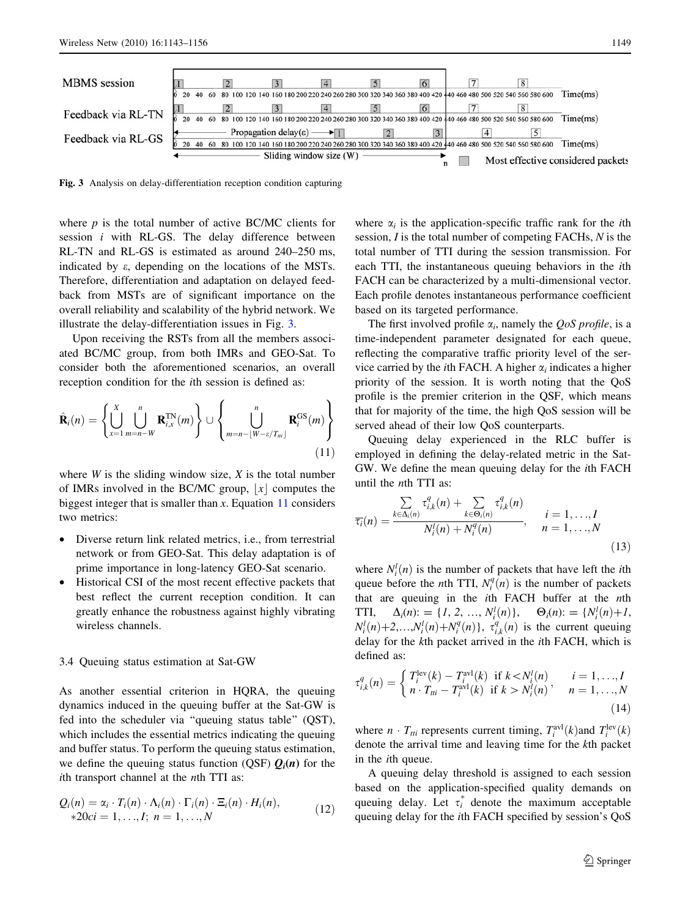MBMS session

Feedback via RL-TN

Feedback via RL-GS

Fig. 3 Analysis on delay-differentiation reception condition capturing

where $p$ is the total number of active BC/MC clients for session $i$ with RL-GS. The delay difference between RL-TN and RL-GS is estimated as around 240–250 ms, indicated by ε, depending on the locations of the MSTs. Therefore, differentiation and adaptation on delayed feedback from MSTs are of significant importance on the overall reliability and scalability of the hybrid network. We illustrate the delay-differentiation issues in Fig. 3.

Upon receiving the RSTs from all the members associated BC/MC group, from both IMRs and GEO-Sat. To consider both the aforementioned scenarios, an overall reception condition for the $i$th session is defined as:

$$\hat{\mathbf{R}}_i(n) = \left\{ \bigcup_{x=1}^{X} \bigcup_{m=n-W}^{n} \mathbf{R}_{i,x}^{\mathrm{TN}}(m) \right\} \cup \left\{ \bigcup_{m=n-\lfloor W-\varepsilon/T_{tti} \rfloor}^{n} \mathbf{R}_i^{\mathrm{GS}}(m) \right\} \tag{11}$$

where $W$ is the sliding window size, $X$ is the total number of IMRs involved in the BC/MC group, $\lfloor x \rfloor$ computes the biggest integer that is smaller than $x$. Equation 11 considers two metrics:

- Diverse return link related metrics, i.e., from terrestrial network or from GEO-Sat. This delay adaptation is of prime importance in long-latency GEO-Sat scenario.
- Historical CSI of the most recent effective packets that best reflect the current reception condition. It can greatly enhance the robustness against highly vibrating wireless channels.

### 3.4 Queuing status estimation at Sat-GW

As another essential criterion in HQRA, the queuing dynamics induced in the queuing buffer at the Sat-GW is fed into the scheduler via "queuing status table" (QST), which includes the essential metrics indicating the queuing and buffer status. To perform the queuing status estimation, we define the queuing status function (QSF) $\boldsymbol{Q_i(n)}$ for the $i$th transport channel at the $n$th TTI as:

$$Q_i(n) = \alpha_i \cdot T_i(n) \cdot \Lambda_i(n) \cdot \Gamma_i(n) \cdot \Xi_i(n) \cdot H_i(n), \quad *20ci = 1, \ldots, I; \; n = 1, \ldots, N \tag{12}$$

where $\alpha_i$ is the application-specific traffic rank for the $i$th session, $I$ is the total number of competing FACHs, $N$ is the total number of TTI during the session transmission. For each TTI, the instantaneous queuing behaviors in the $i$th FACH can be characterized by a multi-dimensional vector. Each profile denotes instantaneous performance coefficient based on its targeted performance.

The first involved profile $\alpha_i$, namely the *QoS profile*, is a time-independent parameter designated for each queue, reflecting the comparative traffic priority level of the service carried by the $i$th FACH. A higher $\alpha_i$ indicates a higher priority of the session. It is worth noting that the QoS profile is the premier criterion in the QSF, which means that for majority of the time, the high QoS session will be served ahead of their low QoS counterparts.

Queuing delay experienced in the RLC buffer is employed in defining the delay-related metric in the Sat-GW. We define the mean queuing delay for the $i$th FACH until the $n$th TTI as:

$$\overline{\tau_i}(n) = \frac{\sum_{k \in \Delta_i(n)} \tau_{i,k}^q(n) + \sum_{k \in \Theta_i(n)} \tau_{i,k}^q(n)}{N_i^l(n) + N_i^q(n)}, \quad \begin{array}{l} i = 1, \ldots, I \\ n = 1, \ldots, N \end{array} \tag{13}$$

where $N_i^l(n)$ is the number of packets that have left the $i$th queue before the $n$th TTI, $N_i^q(n)$ is the number of packets that are queuing in the $i$th FACH buffer at the $n$th TTI, $\Delta_i(n) := \{1, 2, \ldots, N_i^l(n)\}$, $\Theta_i(n) := \{N_i^l(n)+1, N_i^l(n)+2, \ldots, N_i^l(n)+N_i^q(n)\}$, $\tau_{i,k}^q(n)$ is the current queuing delay for the $k$th packet arrived in the $i$th FACH, which is defined as:

$$\tau_{i,k}^q(n) = \begin{cases} T_i^{\mathrm{lev}}(k) - T_i^{\mathrm{avl}}(k) & \text{if } k < N_i^l(n) \\ n \cdot T_{tti} - T_i^{\mathrm{avl}}(k) & \text{if } k > N_i^l(n) \end{cases}, \quad \begin{array}{l} i = 1, \ldots, I \\ n = 1, \ldots, N \end{array} \tag{14}$$

where $n \cdot T_{tti}$ represents current timing, $T_i^{\mathrm{avl}}(k)$ and $T_i^{\mathrm{lev}}(k)$ denote the arrival time and leaving time for the $k$th packet in the $i$th queue.

A queuing delay threshold is assigned to each session based on the application-specified quality demands on queuing delay. Let $\tau_i^*$ denote the maximum acceptable queuing delay for the $i$th FACH specified by session's QoS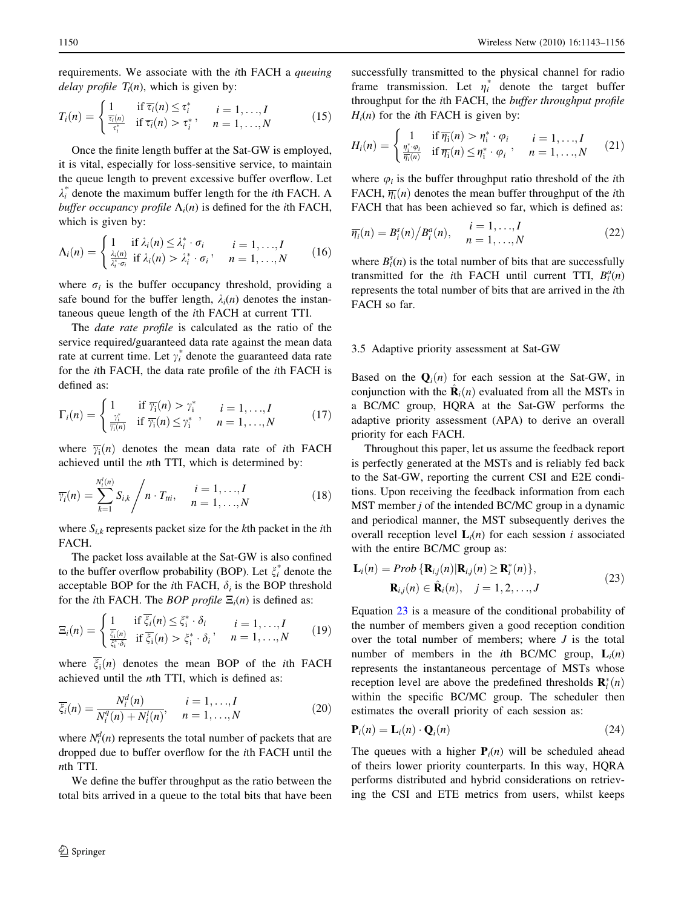requirements. We associate with the $i$th FACH a *queuing delay profile* $T_i(n)$, which is given by:

$$T_i(n) = \begin{cases} 1 & \text{if } \overline{\tau_i}(n) \le \tau_i^* \\ \frac{\overline{\tau_i}(n)}{\tau_i^*} & \text{if } \overline{\tau_i}(n) > \tau_i^* \end{cases}, \quad \begin{matrix} i = 1, \ldots, I \\ n = 1, \ldots, N \end{matrix} \tag{15}$$

Once the finite length buffer at the Sat-GW is employed, it is vital, especially for loss-sensitive service, to maintain the queue length to prevent excessive buffer overflow. Let $\lambda_i^*$ denote the maximum buffer length for the $i$th FACH. A *buffer occupancy profile* $\Lambda_i(n)$ is defined for the $i$th FACH, which is given by:

$$\Lambda_i(n) = \begin{cases} 1 & \text{if } \lambda_i(n) \le \lambda_i^* \cdot \sigma_i \\ \frac{\lambda_i(n)}{\lambda_i^* \cdot \sigma_i} & \text{if } \lambda_i(n) > \lambda_i^* \cdot \sigma_i \end{cases}, \quad \begin{matrix} i = 1, \ldots, I \\ n = 1, \ldots, N \end{matrix} \tag{16}$$

where $\sigma_i$ is the buffer occupancy threshold, providing a safe bound for the buffer length, $\lambda_i(n)$ denotes the instantaneous queue length of the $i$th FACH at current TTI.

The *date rate profile* is calculated as the ratio of the service required/guaranteed data rate against the mean data rate at current time. Let $\gamma_i^*$ denote the guaranteed data rate for the $i$th FACH, the data rate profile of the $i$th FACH is defined as:

$$\Gamma_i(n) = \begin{cases} 1 & \text{if } \overline{\gamma_i}(n) > \gamma_i^* \\ \frac{\gamma_i^*}{\overline{\gamma_i}(n)} & \text{if } \overline{\gamma_i}(n) \le \gamma_i^* \end{cases}, \quad \begin{matrix} i = 1, \ldots, I \\ n = 1, \ldots, N \end{matrix} \tag{17}$$

where $\overline{\gamma_i}(n)$ denotes the mean data rate of $i$th FACH achieved until the $n$th TTI, which is determined by:

$$\overline{\gamma_i}(n) = \sum_{k=1}^{N_i^l(n)} S_{i,k} \Bigg/ n \cdot T_{tti}, \quad \begin{matrix} i = 1, \ldots, I \\ n = 1, \ldots, N \end{matrix} \tag{18}$$

where $S_{i,k}$ represents packet size for the $k$th packet in the $i$th FACH.

The packet loss available at the Sat-GW is also confined to the buffer overflow probability (BOP). Let $\xi_i^*$ denote the acceptable BOP for the $i$th FACH, $\delta_i$ is the BOP threshold for the $i$th FACH. The *BOP profile* $\Xi_i(n)$ is defined as:

$$\Xi_i(n) = \begin{cases} 1 & \text{if } \overline{\xi_i}(n) \le \xi_i^* \cdot \delta_i \\ \frac{\overline{\xi_i}(n)}{\xi_i^* \cdot \delta_i} & \text{if } \overline{\xi_i}(n) > \xi_i^* \cdot \delta_i \end{cases}, \quad \begin{matrix} i = 1, \ldots, I \\ n = 1, \ldots, N \end{matrix} \tag{19}$$

where $\overline{\xi_i}(n)$ denotes the mean BOP of the $i$th FACH achieved until the $n$th TTI, which is defined as:

$$\overline{\xi_i}(n) = \frac{N_i^d(n)}{N_i^q(n) + N_i^l(n)}, \quad \begin{matrix} i = 1, \ldots, I \\ n = 1, \ldots, N \end{matrix} \tag{20}$$

where $N_i^d(n)$ represents the total number of packets that are dropped due to buffer overflow for the $i$th FACH until the $n$th TTI.

We define the buffer throughput as the ratio between the total bits arrived in a queue to the total bits that have been successfully transmitted to the physical channel for radio frame transmission. Let $\eta_i^*$ denote the target buffer throughput for the $i$th FACH, the *buffer throughput profile* $H_i(n)$ for the $i$th FACH is given by:

$$H_i(n) = \begin{cases} 1 & \text{if } \overline{\eta_i}(n) > \eta_i^* \cdot \varphi_i \\ \frac{\eta_i^* \cdot \varphi_i}{\overline{\eta_i}(n)} & \text{if } \overline{\eta_i}(n) \le \eta_i^* \cdot \varphi_i \end{cases}, \quad \begin{matrix} i = 1, \ldots, I \\ n = 1, \ldots, N \end{matrix} \tag{21}$$

where $\varphi_i$ is the buffer throughput ratio threshold of the $i$th FACH, $\overline{\eta_i}(n)$ denotes the mean buffer throughput of the $i$th FACH that has been achieved so far, which is defined as:

$$\overline{\eta_i}(n) = B_i^s(n) \big/ B_i^a(n), \quad \begin{matrix} i = 1, \ldots, I \\ n = 1, \ldots, N \end{matrix} \tag{22}$$

where $B_i^s(n)$ is the total number of bits that are successfully transmitted for the $i$th FACH until current TTI, $B_i^a(n)$ represents the total number of bits that are arrived in the $i$th FACH so far.

### 3.5 Adaptive priority assessment at Sat-GW

Based on the $\mathbf{Q}_i(n)$ for each session at the Sat-GW, in conjunction with the $\hat{\mathbf{R}}_i(n)$ evaluated from all the MSTs in a BC/MC group, HQRA at the Sat-GW performs the adaptive priority assessment (APA) to derive an overall priority for each FACH.

Throughout this paper, let us assume the feedback report is perfectly generated at the MSTs and is reliably fed back to the Sat-GW, reporting the current CSI and E2E conditions. Upon receiving the feedback information from each MST member $j$ of the intended BC/MC group in a dynamic and periodical manner, the MST subsequently derives the overall reception level $\mathbf{L}_i(n)$ for each session $i$ associated with the entire BC/MC group as:

$$\begin{aligned} \mathbf{L}_i(n) &= Prob\,\{\mathbf{R}_{i,j}(n) | \mathbf{R}_{i,j}(n) \ge \mathbf{R}_i^*(n)\}, \\ &\quad \mathbf{R}_{i,j}(n) \in \hat{\mathbf{R}}_i(n), \quad j = 1, 2, \ldots, J \end{aligned} \tag{23}$$

Equation 23 is a measure of the conditional probability of the number of members given a good reception condition over the total number of members; where $J$ is the total number of members in the $i$th BC/MC group, $\mathbf{L}_i(n)$ represents the instantaneous percentage of MSTs whose reception level are above the predefined thresholds $\mathbf{R}_i^*(n)$ within the specific BC/MC group. The scheduler then estimates the overall priority of each session as:

$$\mathbf{P}_i(n) = \mathbf{L}_i(n) \cdot \mathbf{Q}_i(n) \tag{24}$$

The queues with a higher $\mathbf{P}_i(n)$ will be scheduled ahead of theirs lower priority counterparts. In this way, HQRA performs distributed and hybrid considerations on retrieving the CSI and ETE metrics from users, whilst keeps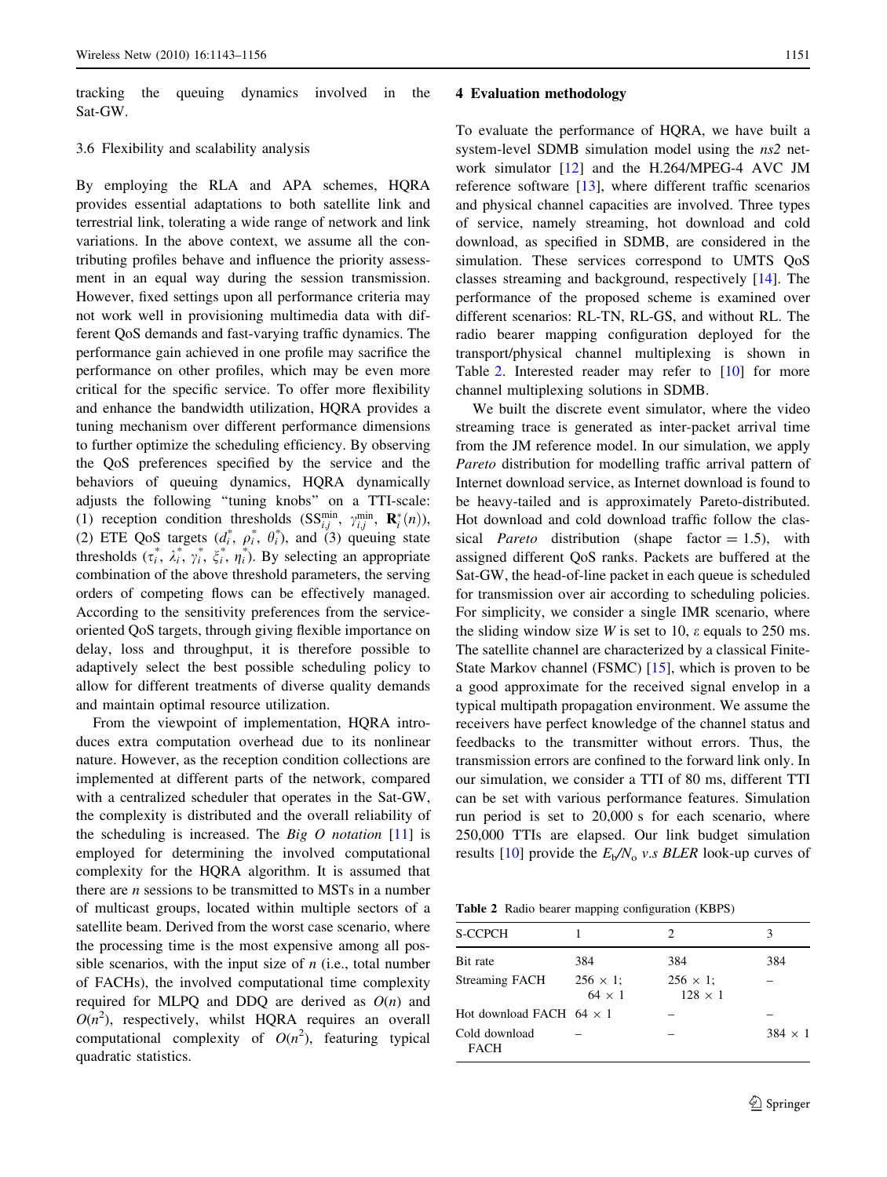tracking the queuing dynamics involved in the Sat-GW.

### 3.6 Flexibility and scalability analysis

By employing the RLA and APA schemes, HQRA provides essential adaptations to both satellite link and terrestrial link, tolerating a wide range of network and link variations. In the above context, we assume all the contributing profiles behave and influence the priority assessment in an equal way during the session transmission. However, fixed settings upon all performance criteria may not work well in provisioning multimedia data with different QoS demands and fast-varying traffic dynamics. The performance gain achieved in one profile may sacrifice the performance on other profiles, which may be even more critical for the specific service. To offer more flexibility and enhance the bandwidth utilization, HQRA provides a tuning mechanism over different performance dimensions to further optimize the scheduling efficiency. By observing the QoS preferences specified by the service and the behaviors of queuing dynamics, HQRA dynamically adjusts the following "tuning knobs" on a TTI-scale: (1) reception condition thresholds ($\mathrm{SS}_{i,j}^{\min}$, $\gamma_{i,j}^{\min}$, $\mathbf{R}_i^*(n)$), (2) ETE QoS targets ($d_i^*$, $\rho_i^*$, $\theta_i^*$), and (3) queuing state thresholds ($\tau_i^*$, $\lambda_i^*$, $\gamma_i^*$, $\xi_i^*$, $\eta_i^*$). By selecting an appropriate combination of the above threshold parameters, the serving orders of competing flows can be effectively managed. According to the sensitivity preferences from the service-oriented QoS targets, through giving flexible importance on delay, loss and throughput, it is therefore possible to adaptively select the best possible scheduling policy to allow for different treatments of diverse quality demands and maintain optimal resource utilization.

From the viewpoint of implementation, HQRA introduces extra computation overhead due to its nonlinear nature. However, as the reception condition collections are implemented at different parts of the network, compared with a centralized scheduler that operates in the Sat-GW, the complexity is distributed and the overall reliability of the scheduling is increased. The *Big O notation* [11] is employed for determining the involved computational complexity for the HQRA algorithm. It is assumed that there are $n$ sessions to be transmitted to MSTs in a number of multicast groups, located within multiple sectors of a satellite beam. Derived from the worst case scenario, where the processing time is the most expensive among all possible scenarios, with the input size of $n$ (i.e., total number of FACHs), the involved computational time complexity required for MLPQ and DDQ are derived as $O(n)$ and $O(n^2)$, respectively, whilst HQRA requires an overall computational complexity of $O(n^2)$, featuring typical quadratic statistics.

## 4 Evaluation methodology

To evaluate the performance of HQRA, we have built a system-level SDMB simulation model using the *ns2* network simulator [12] and the H.264/MPEG-4 AVC JM reference software [13], where different traffic scenarios and physical channel capacities are involved. Three types of service, namely streaming, hot download and cold download, as specified in SDMB, are considered in the simulation. These services correspond to UMTS QoS classes streaming and background, respectively [14]. The performance of the proposed scheme is examined over different scenarios: RL-TN, RL-GS, and without RL. The radio bearer mapping configuration deployed for the transport/physical channel multiplexing is shown in Table 2. Interested reader may refer to [10] for more channel multiplexing solutions in SDMB.

We built the discrete event simulator, where the video streaming trace is generated as inter-packet arrival time from the JM reference model. In our simulation, we apply *Pareto* distribution for modelling traffic arrival pattern of Internet download service, as Internet download is found to be heavy-tailed and is approximately Pareto-distributed. Hot download and cold download traffic follow the classical *Pareto* distribution (shape factor = 1.5), with assigned different QoS ranks. Packets are buffered at the Sat-GW, the head-of-line packet in each queue is scheduled for transmission over air according to scheduling policies. For simplicity, we consider a single IMR scenario, where the sliding window size $W$ is set to 10, $\varepsilon$ equals to 250 ms. The satellite channel are characterized by a classical Finite-State Markov channel (FSMC) [15], which is proven to be a good approximate for the received signal envelop in a typical multipath propagation environment. We assume the receivers have perfect knowledge of the channel status and feedbacks to the transmitter without errors. Thus, the transmission errors are confined to the forward link only. In our simulation, we consider a TTI of 80 ms, different TTI can be set with various performance features. Simulation run period is set to 20,000 s for each scenario, where 250,000 TTIs are elapsed. Our link budget simulation results [10] provide the $E_b/N_o$ *v.s BLER* look-up curves of

**Table 2** Radio bearer mapping configuration (KBPS)

| S-CCPCH | 1 | 2 | 3 |
|---|---|---|---|
| Bit rate | 384 | 384 | 384 |
| Streaming FACH | 256 × 1; 64 × 1 | 256 × 1; 128 × 1 | – |
| Hot download FACH | 64 × 1 | – | – |
| Cold download FACH | – | – | 384 × 1 |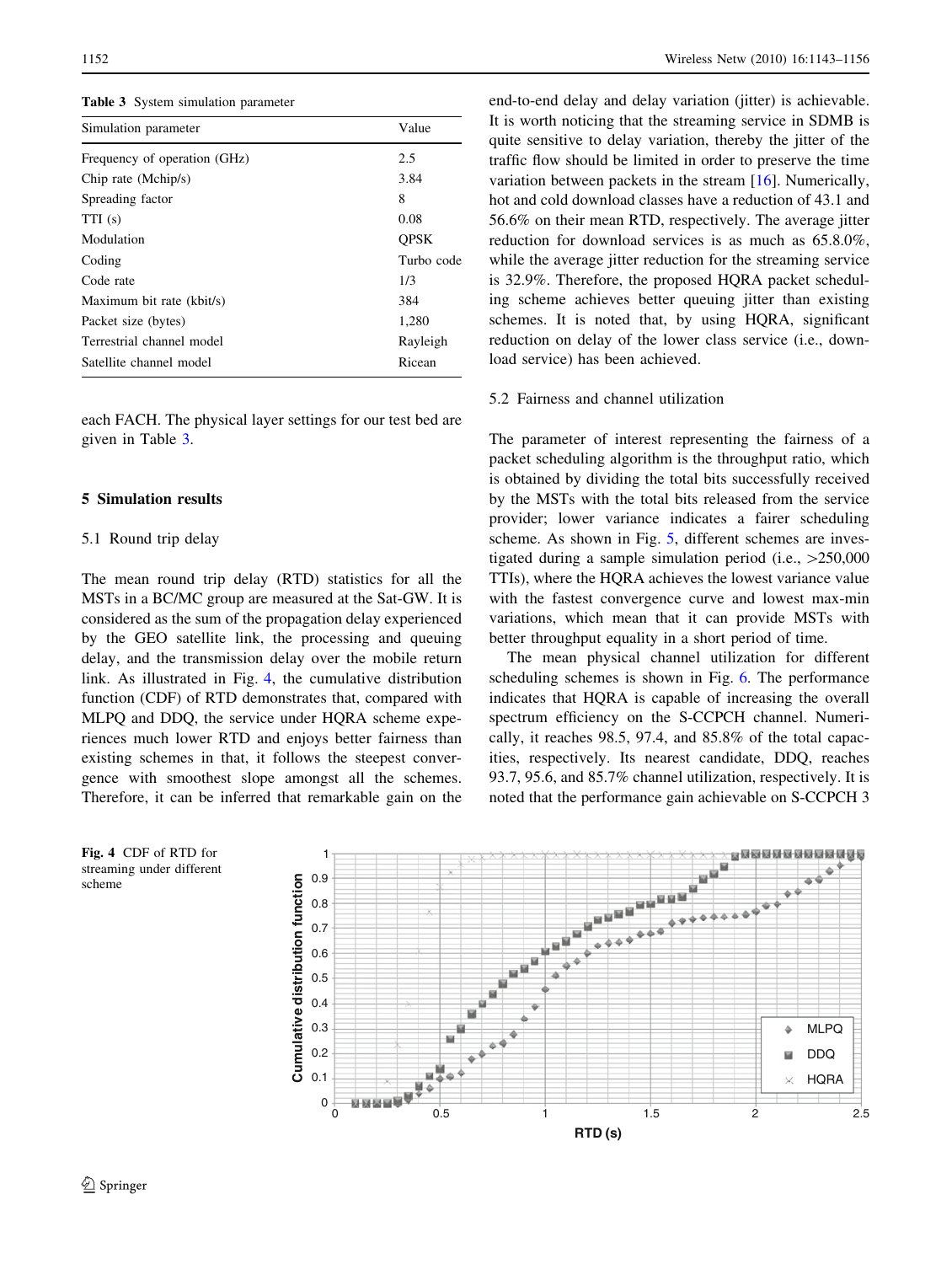**Table 3** System simulation parameter

| Simulation parameter | Value |
|---|---|
| Frequency of operation (GHz) | 2.5 |
| Chip rate (Mchip/s) | 3.84 |
| Spreading factor | 8 |
| TTI (s) | 0.08 |
| Modulation | QPSK |
| Coding | Turbo code |
| Code rate | 1/3 |
| Maximum bit rate (kbit/s) | 384 |
| Packet size (bytes) | 1,280 |
| Terrestrial channel model | Rayleigh |
| Satellite channel model | Ricean |

each FACH. The physical layer settings for our test bed are given in Table 3.

## 5 Simulation results

### 5.1 Round trip delay

The mean round trip delay (RTD) statistics for all the MSTs in a BC/MC group are measured at the Sat-GW. It is considered as the sum of the propagation delay experienced by the GEO satellite link, the processing and queuing delay, and the transmission delay over the mobile return link. As illustrated in Fig. 4, the cumulative distribution function (CDF) of RTD demonstrates that, compared with MLPQ and DDQ, the service under HQRA scheme experiences much lower RTD and enjoys better fairness than existing schemes in that, it follows the steepest convergence with smoothest slope amongst all the schemes. Therefore, it can be inferred that remarkable gain on the end-to-end delay and delay variation (jitter) is achievable. It is worth noticing that the streaming service in SDMB is quite sensitive to delay variation, thereby the jitter of the traffic flow should be limited in order to preserve the time variation between packets in the stream [16]. Numerically, hot and cold download classes have a reduction of 43.1 and 56.6% on their mean RTD, respectively. The average jitter reduction for download services is as much as 65.8.0%, while the average jitter reduction for the streaming service is 32.9%. Therefore, the proposed HQRA packet scheduling scheme achieves better queuing jitter than existing schemes. It is noted that, by using HQRA, significant reduction on delay of the lower class service (i.e., download service) has been achieved.

### 5.2 Fairness and channel utilization

The parameter of interest representing the fairness of a packet scheduling algorithm is the throughput ratio, which is obtained by dividing the total bits successfully received by the MSTs with the total bits released from the service provider; lower variance indicates a fairer scheduling scheme. As shown in Fig. 5, different schemes are investigated during a sample simulation period (i.e., >250,000 TTIs), where the HQRA achieves the lowest variance value with the fastest convergence curve and lowest max-min variations, which mean that it can provide MSTs with better throughput equality in a short period of time.

The mean physical channel utilization for different scheduling schemes is shown in Fig. 6. The performance indicates that HQRA is capable of increasing the overall spectrum efficiency on the S-CCPCH channel. Numerically, it reaches 98.5, 97.4, and 85.8% of the total capacities, respectively. Its nearest candidate, DDQ, reaches 93.7, 95.6, and 85.7% channel utilization, respectively. It is noted that the performance gain achievable on S-CCPCH 3

**Fig. 4** CDF of RTD for streaming under different scheme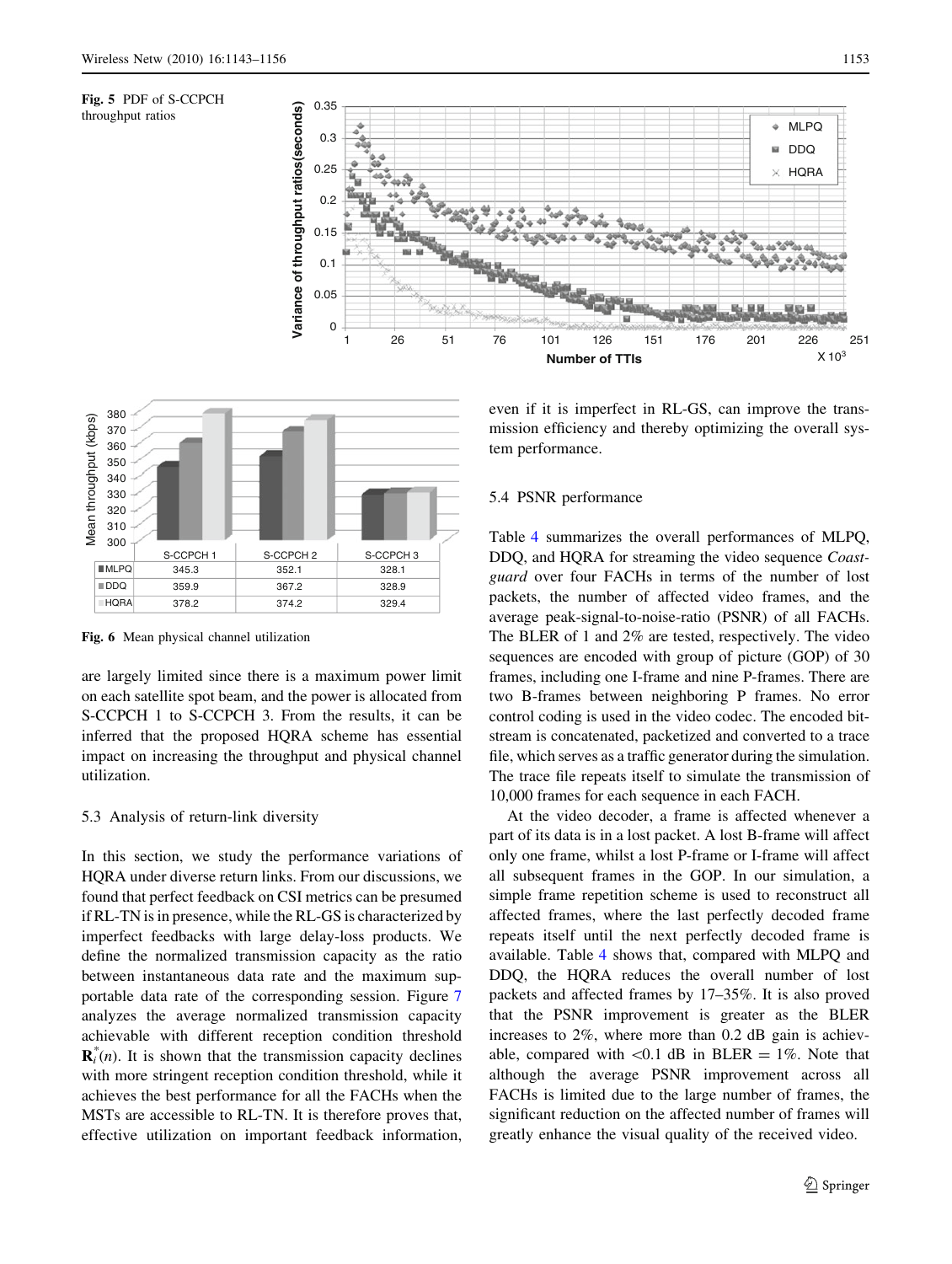Fig. 5 PDF of S-CCPCH throughput ratios

| | S-CCPCH 1 | S-CCPCH 2 | S-CCPCH 3 |
|---|---|---|---|
| MLPQ | 345.3 | 352.1 | 328.1 |
| DDQ | 359.9 | 367.2 | 328.9 |
| HQRA | 378.2 | 374.2 | 329.4 |

Fig. 6 Mean physical channel utilization

are largely limited since there is a maximum power limit on each satellite spot beam, and the power is allocated from S-CCPCH 1 to S-CCPCH 3. From the results, it can be inferred that the proposed HQRA scheme has essential impact on increasing the throughput and physical channel utilization.

### 5.3 Analysis of return-link diversity

In this section, we study the performance variations of HQRA under diverse return links. From our discussions, we found that perfect feedback on CSI metrics can be presumed if RL-TN is in presence, while the RL-GS is characterized by imperfect feedbacks with large delay-loss products. We define the normalized transmission capacity as the ratio between instantaneous data rate and the maximum supportable data rate of the corresponding session. Figure 7 analyzes the average normalized transmission capacity achievable with different reception condition threshold $\mathbf{R}_i^*(n)$. It is shown that the transmission capacity declines with more stringent reception condition threshold, while it achieves the best performance for all the FACHs when the MSTs are accessible to RL-TN. It is therefore proves that, effective utilization on important feedback information, even if it is imperfect in RL-GS, can improve the transmission efficiency and thereby optimizing the overall system performance.

### 5.4 PSNR performance

Table 4 summarizes the overall performances of MLPQ, DDQ, and HQRA for streaming the video sequence *Coastguard* over four FACHs in terms of the number of lost packets, the number of affected video frames, and the average peak-signal-to-noise-ratio (PSNR) of all FACHs. The BLER of 1 and 2% are tested, respectively. The video sequences are encoded with group of picture (GOP) of 30 frames, including one I-frame and nine P-frames. There are two B-frames between neighboring P frames. No error control coding is used in the video codec. The encoded bitstream is concatenated, packetized and converted to a trace file, which serves as a traffic generator during the simulation. The trace file repeats itself to simulate the transmission of 10,000 frames for each sequence in each FACH.

At the video decoder, a frame is affected whenever a part of its data is in a lost packet. A lost B-frame will affect only one frame, whilst a lost P-frame or I-frame will affect all subsequent frames in the GOP. In our simulation, a simple frame repetition scheme is used to reconstruct all affected frames, where the last perfectly decoded frame repeats itself until the next perfectly decoded frame is available. Table 4 shows that, compared with MLPQ and DDQ, the HQRA reduces the overall number of lost packets and affected frames by 17–35%. It is also proved that the PSNR improvement is greater as the BLER increases to 2%, where more than 0.2 dB gain is achievable, compared with <0.1 dB in BLER = 1%. Note that although the average PSNR improvement across all FACHs is limited due to the large number of frames, the significant reduction on the affected number of frames will greatly enhance the visual quality of the received video.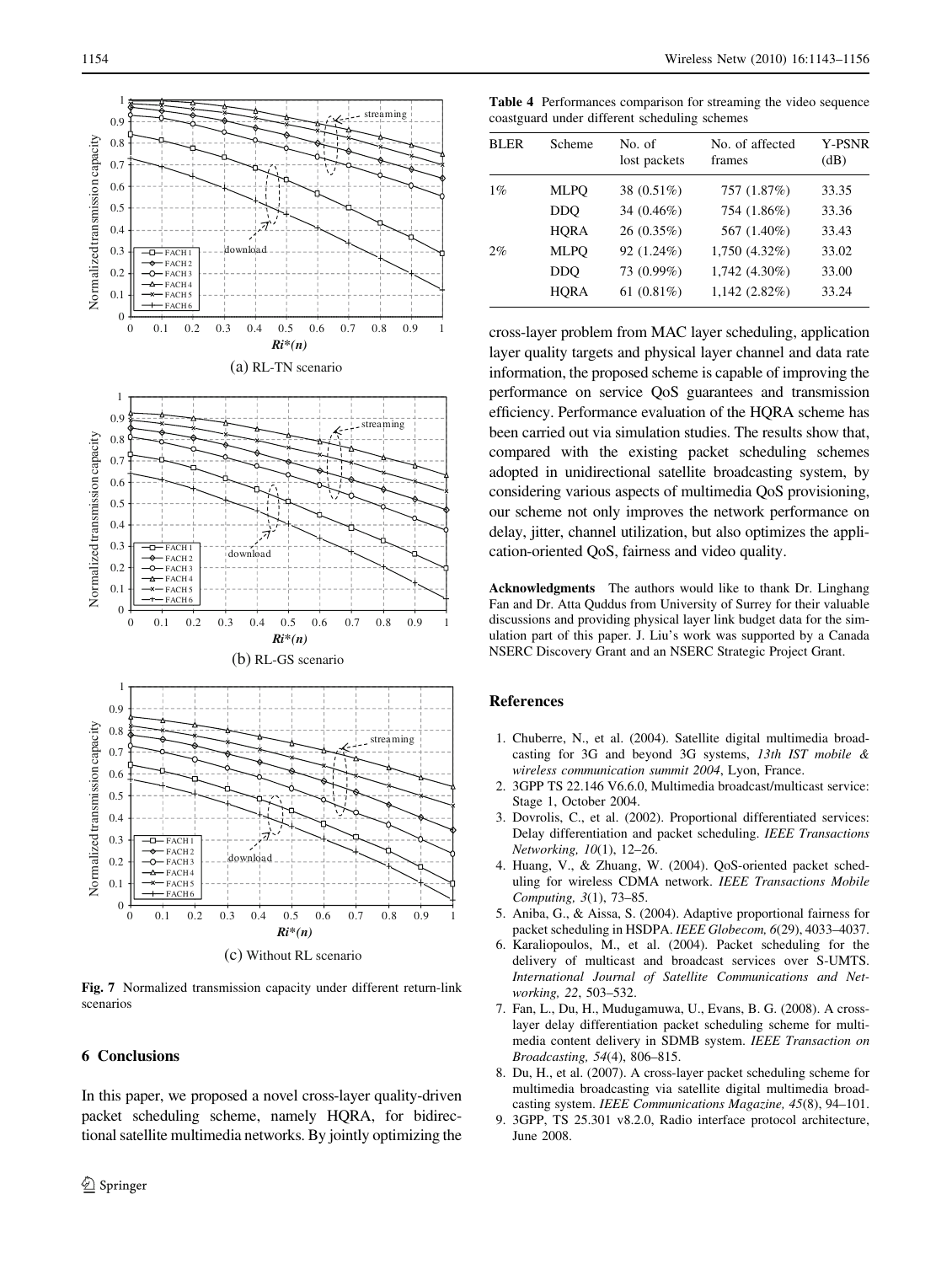(a) RL-TN scenario

(b) RL-GS scenario

(c) Without RL scenario

**Fig. 7** Normalized transmission capacity under different return-link scenarios

## 6 Conclusions

In this paper, we proposed a novel cross-layer quality-driven packet scheduling scheme, namely HQRA, for bidirectional satellite multimedia networks. By jointly optimizing the cross-layer problem from MAC layer scheduling, application layer quality targets and physical layer channel and data rate information, the proposed scheme is capable of improving the performance on service QoS guarantees and transmission efficiency. Performance evaluation of the HQRA scheme has been carried out via simulation studies. The results show that, compared with the existing packet scheduling schemes adopted in unidirectional satellite broadcasting system, by considering various aspects of multimedia QoS provisioning, our scheme not only improves the network performance on delay, jitter, channel utilization, but also optimizes the application-oriented QoS, fairness and video quality.

**Table 4** Performances comparison for streaming the video sequence coastguard under different scheduling schemes

| BLER | Scheme | No. of lost packets | No. of affected frames | Y-PSNR (dB) |
|---|---|---|---|---|
| 1% | MLPQ | 38 (0.51%) | 757 (1.87%) | 33.35 |
| | DDQ | 34 (0.46%) | 754 (1.86%) | 33.36 |
| | HQRA | 26 (0.35%) | 567 (1.40%) | 33.43 |
| 2% | MLPQ | 92 (1.24%) | 1,750 (4.32%) | 33.02 |
| | DDQ | 73 (0.99%) | 1,742 (4.30%) | 33.00 |
| | HQRA | 61 (0.81%) | 1,142 (2.82%) | 33.24 |

**Acknowledgments** The authors would like to thank Dr. Linghang Fan and Dr. Atta Quddus from University of Surrey for their valuable discussions and providing physical layer link budget data for the simulation part of this paper. J. Liu's work was supported by a Canada NSERC Discovery Grant and an NSERC Strategic Project Grant.

## References

1. Chuberre, N., et al. (2004). Satellite digital multimedia broadcasting for 3G and beyond 3G systems, *13th IST mobile & wireless communication summit 2004*, Lyon, France.
2. 3GPP TS 22.146 V6.6.0, Multimedia broadcast/multicast service: Stage 1, October 2004.
3. Dovrolis, C., et al. (2002). Proportional differentiated services: Delay differentiation and packet scheduling. *IEEE Transactions Networking, 10*(1), 12–26.
4. Huang, V., & Zhuang, W. (2004). QoS-oriented packet scheduling for wireless CDMA network. *IEEE Transactions Mobile Computing, 3*(1), 73–85.
5. Aniba, G., & Aissa, S. (2004). Adaptive proportional fairness for packet scheduling in HSDPA. *IEEE Globecom, 6*(29), 4033–4037.
6. Karaliopoulos, M., et al. (2004). Packet scheduling for the delivery of multicast and broadcast services over S-UMTS. *International Journal of Satellite Communications and Networking, 22*, 503–532.
7. Fan, L., Du, H., Mudugamuwa, U., Evans, B. G. (2008). A cross-layer delay differentiation packet scheduling scheme for multimedia content delivery in SDMB system. *IEEE Transaction on Broadcasting, 54*(4), 806–815.
8. Du, H., et al. (2007). A cross-layer packet scheduling scheme for multimedia broadcasting via satellite digital multimedia broadcasting system. *IEEE Communications Magazine, 45*(8), 94–101.
9. 3GPP, TS 25.301 v8.2.0, Radio interface protocol architecture, June 2008.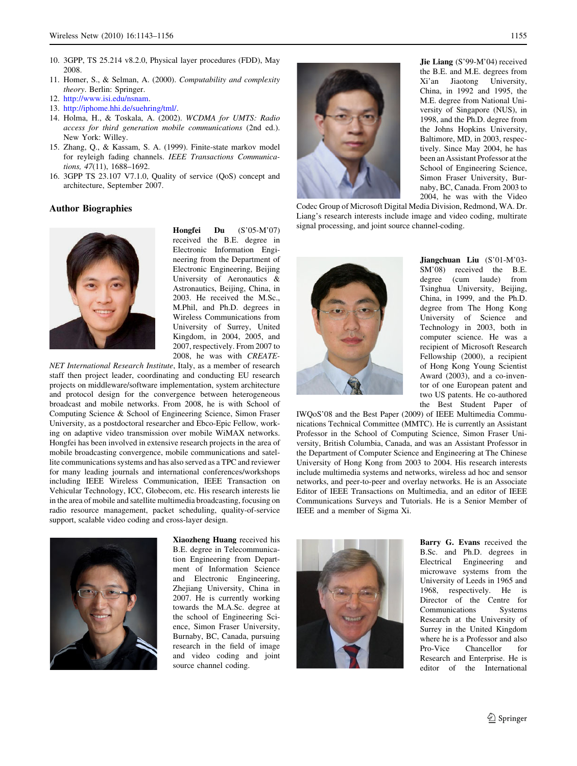10. 3GPP, TS 25.214 v8.2.0, Physical layer procedures (FDD), May 2008.
11. Homer, S., & Selman, A. (2000). *Computability and complexity theory*. Berlin: Springer.
12. http://www.isi.edu/nsnam.
13. http://iphome.hhi.de/suehring/tml/.
14. Holma, H., & Toskala, A. (2002). *WCDMA for UMTS: Radio access for third generation mobile communications* (2nd ed.). New York: Willey.
15. Zhang, Q., & Kassam, S. A. (1999). Finite-state markov model for reyleigh fading channels. *IEEE Transactions Communications, 47*(11), 1688–1692.
16. 3GPP TS 23.107 V7.1.0, Quality of service (QoS) concept and architecture, September 2007.

## Author Biographies

**Hongfei Du** (S'05-M'07) received the B.E. degree in Electronic Information Engineering from the Department of Electronic Engineering, Beijing University of Aeronautics & Astronautics, Beijing, China, in 2003. He received the M.Sc., M.Phil, and Ph.D. degrees in Wireless Communications from University of Surrey, United Kingdom, in 2004, 2005, and 2007, respectively. From 2007 to 2008, he was with *CREATE-NET International Research Institute*, Italy, as a member of research staff then project leader, coordinating and conducting EU research projects on middleware/software implementation, system architecture and protocol design for the convergence between heterogeneous broadcast and mobile networks. From 2008, he is with School of Computing Science & School of Engineering Science, Simon Fraser University, as a postdoctoral researcher and Ebco-Epic Fellow, working on adaptive video transmission over mobile WiMAX networks. Hongfei has been involved in extensive research projects in the area of mobile broadcasting convergence, mobile communications and satellite communications systems and has also served as a TPC and reviewer for many leading journals and international conferences/workshops including IEEE Wireless Communication, IEEE Transaction on Vehicular Technology, ICC, Globecom, etc. His research interests lie in the area of mobile and satellite multimedia broadcasting, focusing on radio resource management, packet scheduling, quality-of-service support, scalable video coding and cross-layer design.

**Xiaozheng Huang** received his B.E. degree in Telecommunication Engineering from Department of Information Science and Electronic Engineering, Zhejiang University, China in 2007. He is currently working towards the M.A.Sc. degree at the school of Engineering Science, Simon Fraser University, Burnaby, BC, Canada, pursuing research in the field of image and video coding and joint source channel coding.

**Jie Liang** (S'99-M'04) received the B.E. and M.E. degrees from Xi'an Jiaotong University, China, in 1992 and 1995, the M.E. degree from National University of Singapore (NUS), in 1998, and the Ph.D. degree from the Johns Hopkins University, Baltimore, MD, in 2003, respectively. Since May 2004, he has been an Assistant Professor at the School of Engineering Science, Simon Fraser University, Burnaby, BC, Canada. From 2003 to 2004, he was with the Video Codec Group of Microsoft Digital Media Division, Redmond, WA. Dr. Liang's research interests include image and video coding, multirate signal processing, and joint source channel-coding.

**Jiangchuan Liu** (S'01-M'03-SM'08) received the B.E. degree (cum laude) from Tsinghua University, Beijing, China, in 1999, and the Ph.D. degree from The Hong Kong University of Science and Technology in 2003, both in computer science. He was a recipient of Microsoft Research Fellowship (2000), a recipient of Hong Kong Young Scientist Award (2003), and a co-inventor of one European patent and two US patents. He co-authored the Best Student Paper of IWQoS'08 and the Best Paper (2009) of IEEE Multimedia Communications Technical Committee (MMTC). He is currently an Assistant Professor in the School of Computing Science, Simon Fraser University, British Columbia, Canada, and was an Assistant Professor in the Department of Computer Science and Engineering at The Chinese University of Hong Kong from 2003 to 2004. His research interests include multimedia systems and networks, wireless ad hoc and sensor networks, and peer-to-peer and overlay networks. He is an Associate Editor of IEEE Transactions on Multimedia, and an editor of IEEE Communications Surveys and Tutorials. He is a Senior Member of IEEE and a member of Sigma Xi.

**Barry G. Evans** received the B.Sc. and Ph.D. degrees in Electrical Engineering and microwave systems from the University of Leeds in 1965 and 1968, respectively. He is Director of the Centre for Communications Systems Research at the University of Surrey in the United Kingdom where he is a Professor and also Pro-Vice Chancellor for Research and Enterprise. He is editor of the International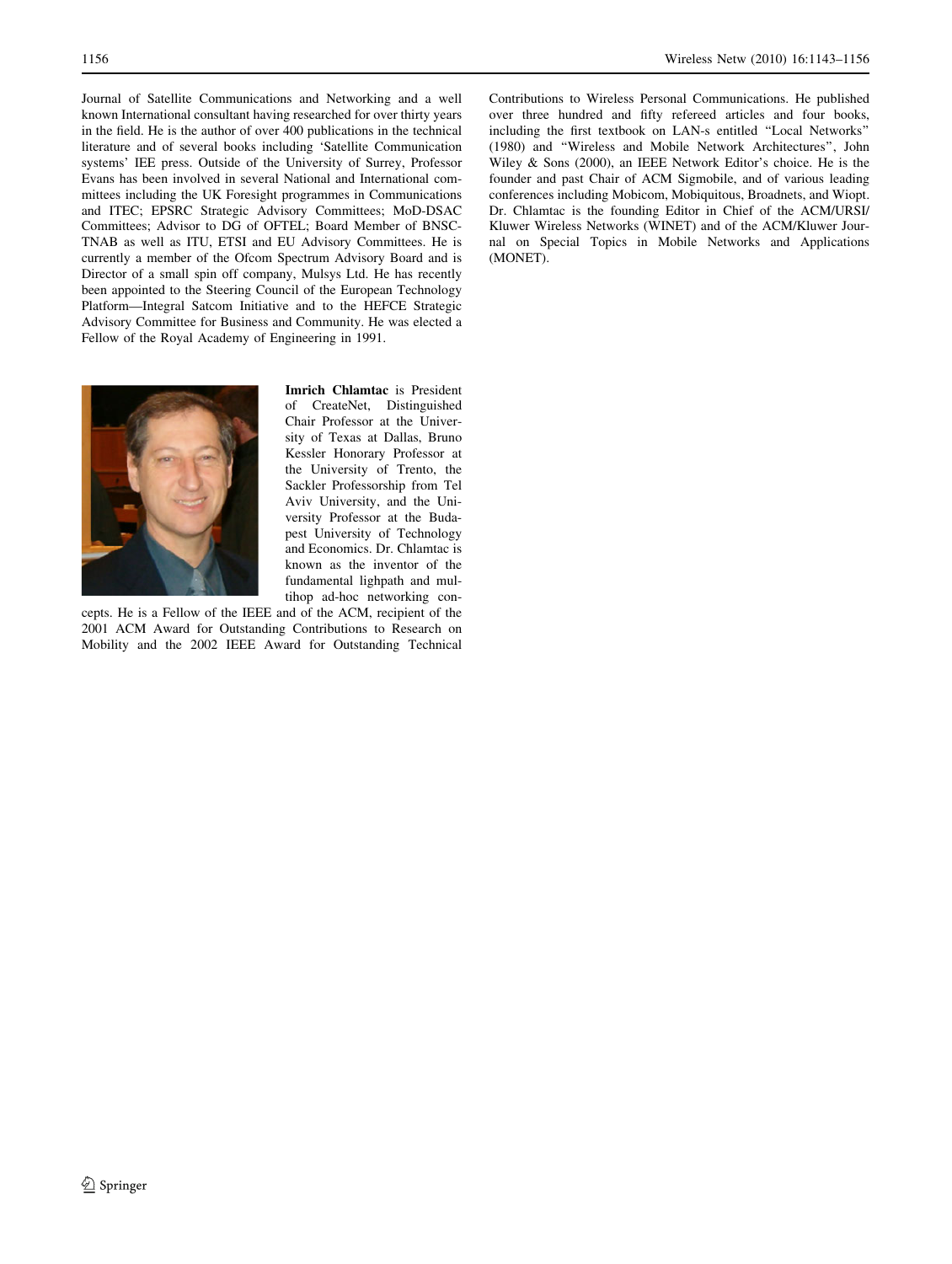Journal of Satellite Communications and Networking and a well known International consultant having researched for over thirty years in the field. He is the author of over 400 publications in the technical literature and of several books including 'Satellite Communication systems' IEE press. Outside of the University of Surrey, Professor Evans has been involved in several National and International committees including the UK Foresight programmes in Communications and ITEC; EPSRC Strategic Advisory Committees; MoD-DSAC Committees; Advisor to DG of OFTEL; Board Member of BNSC-TNAB as well as ITU, ETSI and EU Advisory Committees. He is currently a member of the Ofcom Spectrum Advisory Board and is Director of a small spin off company, Mulsys Ltd. He has recently been appointed to the Steering Council of the European Technology Platform—Integral Satcom Initiative and to the HEFCE Strategic Advisory Committee for Business and Community. He was elected a Fellow of the Royal Academy of Engineering in 1991.

**Imrich Chlamtac** is President of CreateNet, Distinguished Chair Professor at the University of Texas at Dallas, Bruno Kessler Honorary Professor at the University of Trento, the Sackler Professorship from Tel Aviv University, and the University Professor at the Budapest University of Technology and Economics. Dr. Chlamtac is known as the inventor of the fundamental lighpath and multihop ad-hoc networking concepts. He is a Fellow of the IEEE and of the ACM, recipient of the 2001 ACM Award for Outstanding Contributions to Research on Mobility and the 2002 IEEE Award for Outstanding Technical Contributions to Wireless Personal Communications. He published over three hundred and fifty refereed articles and four books, including the first textbook on LAN-s entitled "Local Networks" (1980) and "Wireless and Mobile Network Architectures", John Wiley & Sons (2000), an IEEE Network Editor's choice. He is the founder and past Chair of ACM Sigmobile, and of various leading conferences including Mobicom, Mobiquitous, Broadnets, and Wiopt. Dr. Chlamtac is the founding Editor in Chief of the ACM/URSI/Kluwer Wireless Networks (WINET) and of the ACM/Kluwer Journal on Special Topics in Mobile Networks and Applications (MONET).